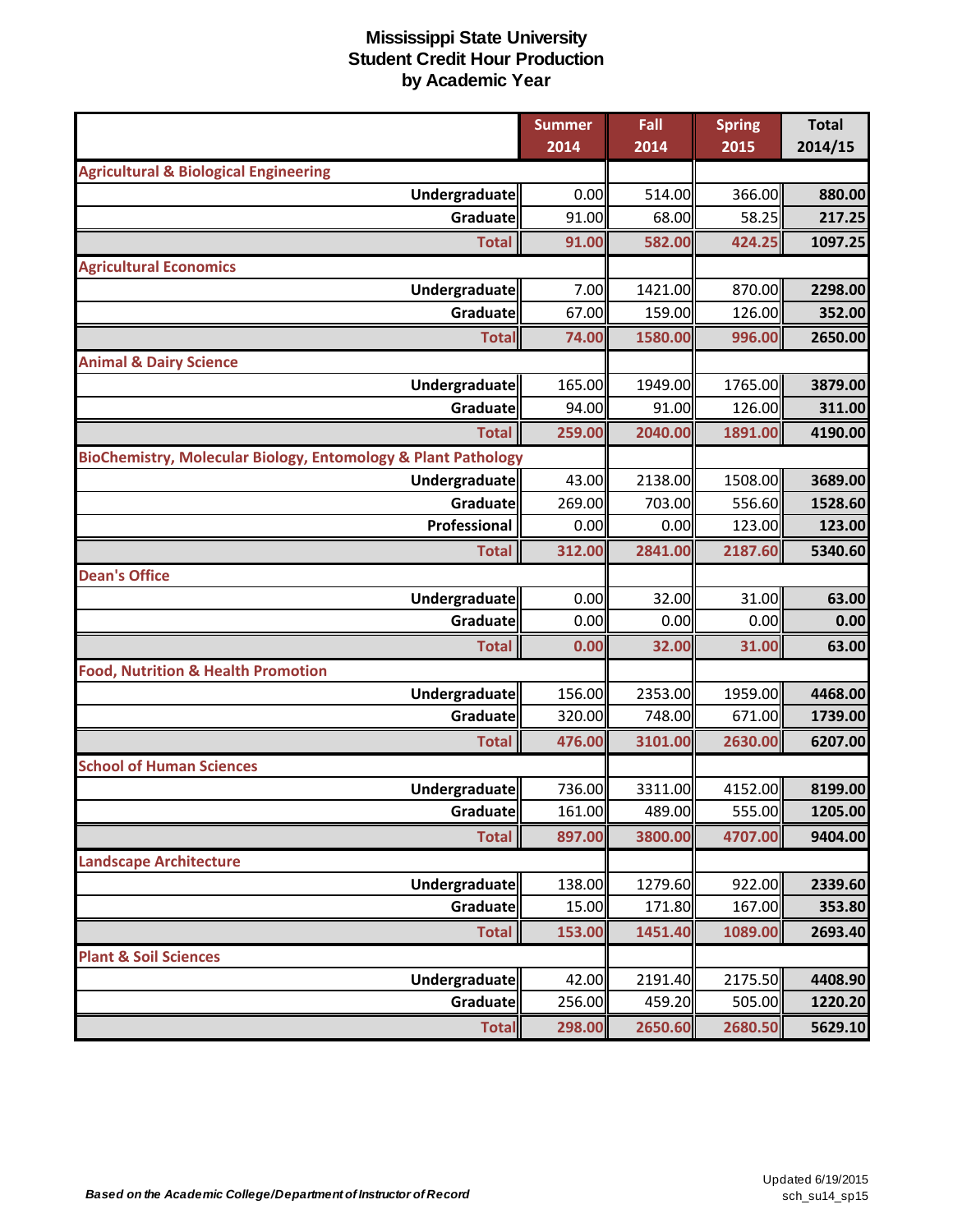# Mississippi State University
## Student Credit Hour Production
## by Academic Year

| | Summer 2014 | Fall 2014 | Spring 2015 | Total 2014/15 |
|---|---|---|---|---|
| **Agricultural & Biological Engineering** | | | | |
| Undergraduate | 0.00 | 514.00 | 366.00 | 880.00 |
| Graduate | 91.00 | 68.00 | 58.25 | 217.25 |
| **Total** | **91.00** | **582.00** | **424.25** | **1097.25** |
| **Agricultural Economics** | | | | |
| Undergraduate | 7.00 | 1421.00 | 870.00 | 2298.00 |
| Graduate | 67.00 | 159.00 | 126.00 | 352.00 |
| **Total** | **74.00** | **1580.00** | **996.00** | **2650.00** |
| **Animal & Dairy Science** | | | | |
| Undergraduate | 165.00 | 1949.00 | 1765.00 | 3879.00 |
| Graduate | 94.00 | 91.00 | 126.00 | 311.00 |
| **Total** | **259.00** | **2040.00** | **1891.00** | **4190.00** |
| **BioChemistry, Molecular Biology, Entomology & Plant Pathology** | | | | |
| Undergraduate | 43.00 | 2138.00 | 1508.00 | 3689.00 |
| Graduate | 269.00 | 703.00 | 556.60 | 1528.60 |
| Professional | 0.00 | 0.00 | 123.00 | 123.00 |
| **Total** | **312.00** | **2841.00** | **2187.60** | **5340.60** |
| **Dean's Office** | | | | |
| Undergraduate | 0.00 | 32.00 | 31.00 | 63.00 |
| Graduate | 0.00 | 0.00 | 0.00 | 0.00 |
| **Total** | **0.00** | **32.00** | **31.00** | **63.00** |
| **Food, Nutrition & Health Promotion** | | | | |
| Undergraduate | 156.00 | 2353.00 | 1959.00 | 4468.00 |
| Graduate | 320.00 | 748.00 | 671.00 | 1739.00 |
| **Total** | **476.00** | **3101.00** | **2630.00** | **6207.00** |
| **School of Human Sciences** | | | | |
| Undergraduate | 736.00 | 3311.00 | 4152.00 | 8199.00 |
| Graduate | 161.00 | 489.00 | 555.00 | 1205.00 |
| **Total** | **897.00** | **3800.00** | **4707.00** | **9404.00** |
| **Landscape Architecture** | | | | |
| Undergraduate | 138.00 | 1279.60 | 922.00 | 2339.60 |
| Graduate | 15.00 | 171.80 | 167.00 | 353.80 |
| **Total** | **153.00** | **1451.40** | **1089.00** | **2693.40** |
| **Plant & Soil Sciences** | | | | |
| Undergraduate | 42.00 | 2191.40 | 2175.50 | 4408.90 |
| Graduate | 256.00 | 459.20 | 505.00 | 1220.20 |
| **Total** | **298.00** | **2650.60** | **2680.50** | **5629.10** |

***Based on the Academic College/Department of Instructor of Record***

Updated 6/19/2015
sch_su14_sp15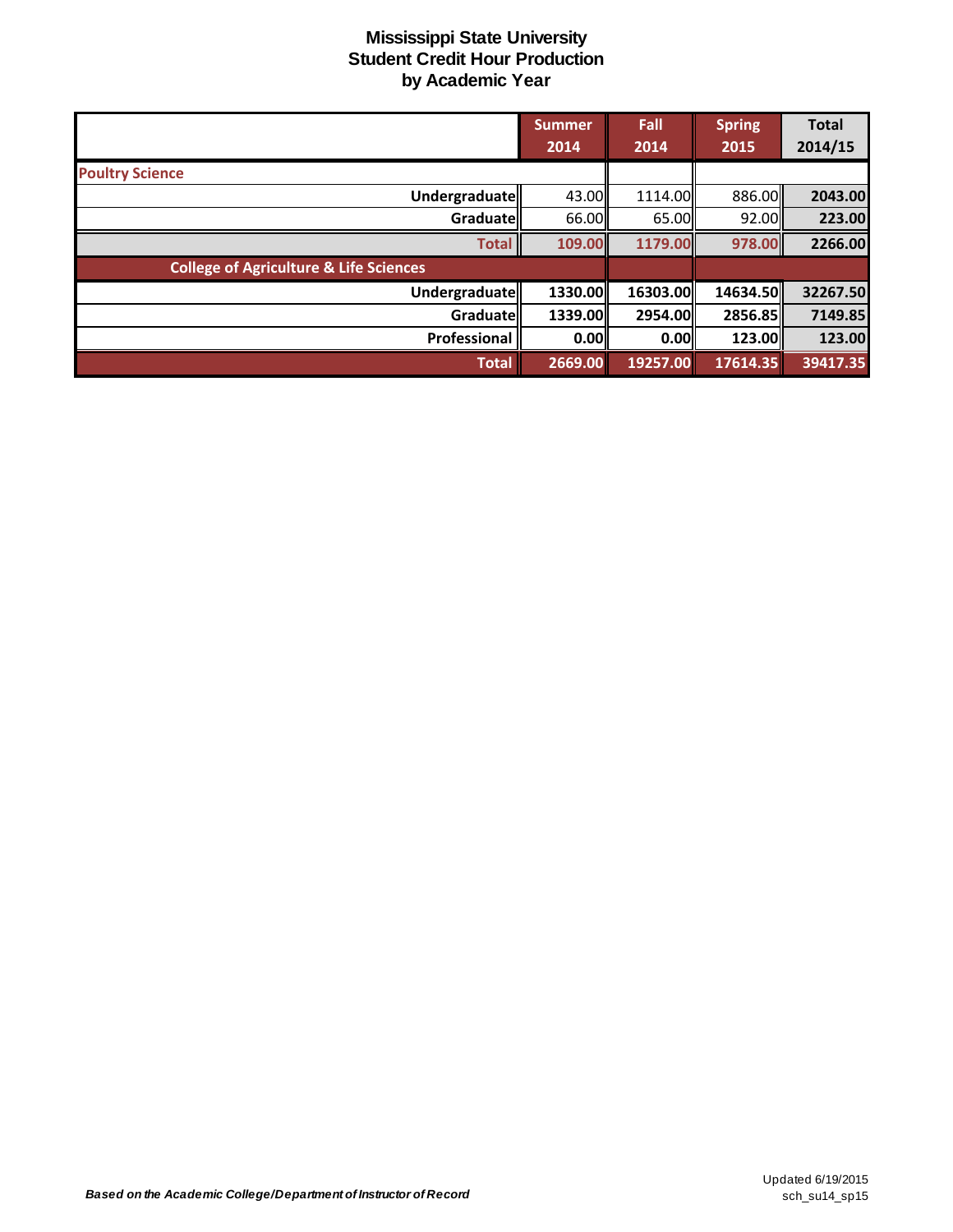# Mississippi State University
## Student Credit Hour Production
### by Academic Year

| | Summer 2014 | Fall 2014 | Spring 2015 | Total 2014/15 |
|---|---|---|---|---|
| **Poultry Science** | | | | |
| **Undergraduate** | 43.00 | 1114.00 | 886.00 | **2043.00** |
| **Graduate** | 66.00 | 65.00 | 92.00 | **223.00** |
| **Total** | **109.00** | **1179.00** | **978.00** | **2266.00** |
| **College of Agriculture & Life Sciences** | | | | |
| **Undergraduate** | **1330.00** | **16303.00** | **14634.50** | **32267.50** |
| **Graduate** | **1339.00** | **2954.00** | **2856.85** | **7149.85** |
| **Professional** | **0.00** | **0.00** | **123.00** | **123.00** |
| **Total** | **2669.00** | **19257.00** | **17614.35** | **39417.35** |

***Based on the Academic College/Department of Instructor of Record***

Updated 6/19/2015
sch_su14_sp15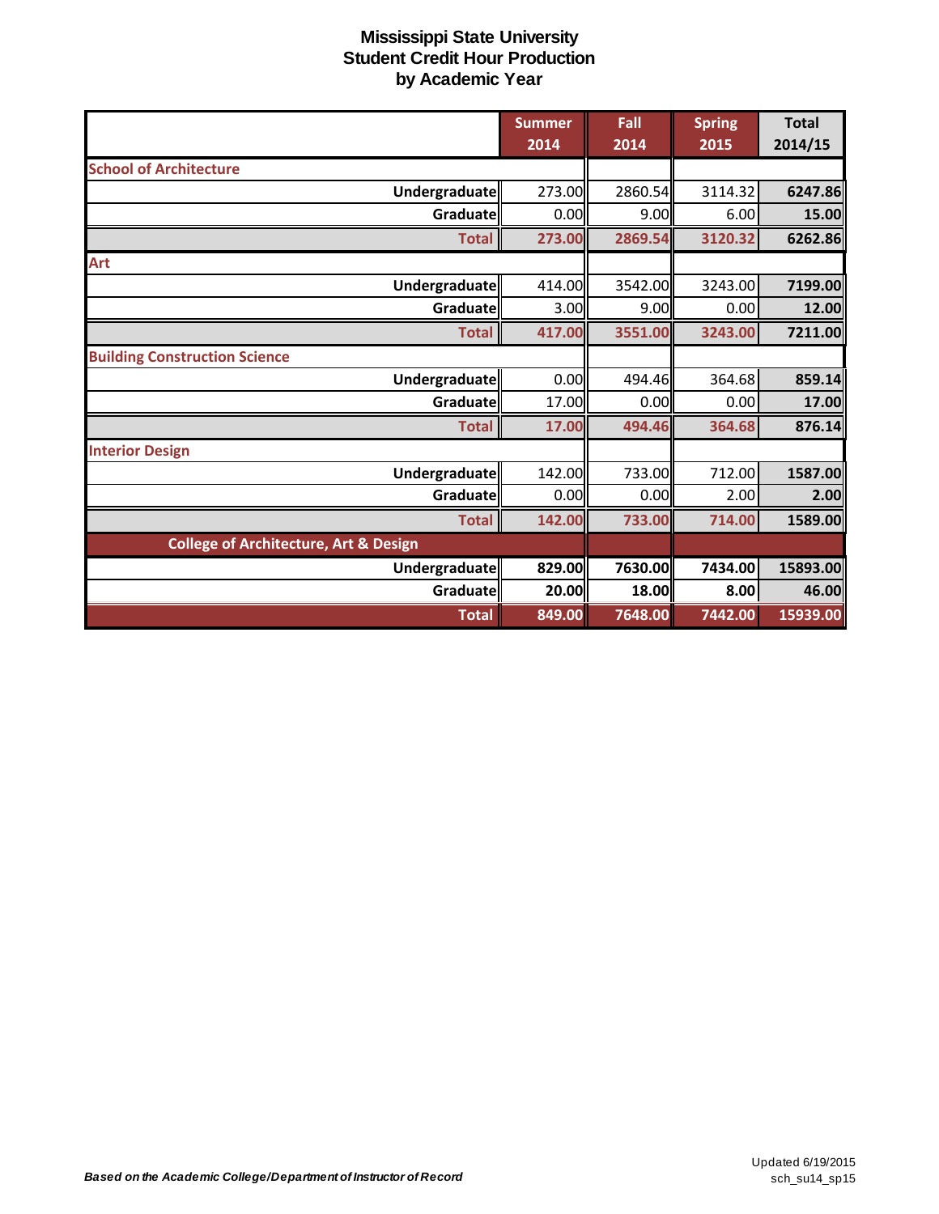# Mississippi State University
## Student Credit Hour Production
## by Academic Year

| | Summer 2014 | Fall 2014 | Spring 2015 | Total 2014/15 |
|---|---|---|---|---|
| **School of Architecture** | | | | |
| Undergraduate | 273.00 | 2860.54 | 3114.32 | 6247.86 |
| Graduate | 0.00 | 9.00 | 6.00 | 15.00 |
| **Total** | 273.00 | 2869.54 | 3120.32 | 6262.86 |
| **Art** | | | | |
| Undergraduate | 414.00 | 3542.00 | 3243.00 | 7199.00 |
| Graduate | 3.00 | 9.00 | 0.00 | 12.00 |
| **Total** | 417.00 | 3551.00 | 3243.00 | 7211.00 |
| **Building Construction Science** | | | | |
| Undergraduate | 0.00 | 494.46 | 364.68 | 859.14 |
| Graduate | 17.00 | 0.00 | 0.00 | 17.00 |
| **Total** | 17.00 | 494.46 | 364.68 | 876.14 |
| **Interior Design** | | | | |
| Undergraduate | 142.00 | 733.00 | 712.00 | 1587.00 |
| Graduate | 0.00 | 0.00 | 2.00 | 2.00 |
| **Total** | 142.00 | 733.00 | 714.00 | 1589.00 |
| **College of Architecture, Art & Design** | | | | |
| Undergraduate | 829.00 | 7630.00 | 7434.00 | 15893.00 |
| Graduate | 20.00 | 18.00 | 8.00 | 46.00 |
| **Total** | 849.00 | 7648.00 | 7442.00 | 15939.00 |

*Based on the Academic College/Department of Instructor of Record*

Updated 6/19/2015
sch_su14_sp15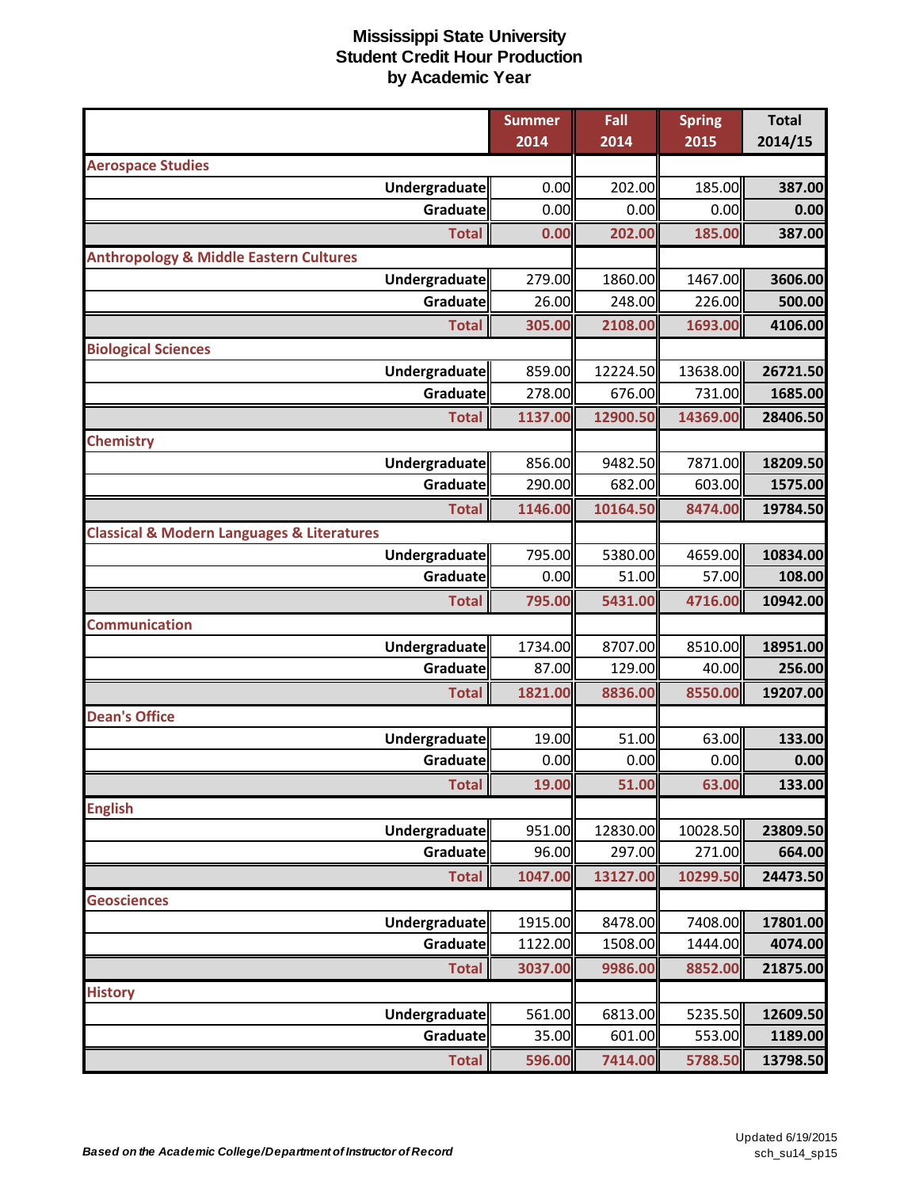# Mississippi State University
## Student Credit Hour Production
## by Academic Year

| | Summer 2014 | Fall 2014 | Spring 2015 | Total 2014/15 |
|---|---|---|---|---|
| **Aerospace Studies** | | | | |
| Undergraduate | 0.00 | 202.00 | 185.00 | 387.00 |
| Graduate | 0.00 | 0.00 | 0.00 | 0.00 |
| **Total** | 0.00 | 202.00 | 185.00 | 387.00 |
| **Anthropology & Middle Eastern Cultures** | | | | |
| Undergraduate | 279.00 | 1860.00 | 1467.00 | 3606.00 |
| Graduate | 26.00 | 248.00 | 226.00 | 500.00 |
| **Total** | 305.00 | 2108.00 | 1693.00 | 4106.00 |
| **Biological Sciences** | | | | |
| Undergraduate | 859.00 | 12224.50 | 13638.00 | 26721.50 |
| Graduate | 278.00 | 676.00 | 731.00 | 1685.00 |
| **Total** | 1137.00 | 12900.50 | 14369.00 | 28406.50 |
| **Chemistry** | | | | |
| Undergraduate | 856.00 | 9482.50 | 7871.00 | 18209.50 |
| Graduate | 290.00 | 682.00 | 603.00 | 1575.00 |
| **Total** | 1146.00 | 10164.50 | 8474.00 | 19784.50 |
| **Classical & Modern Languages & Literatures** | | | | |
| Undergraduate | 795.00 | 5380.00 | 4659.00 | 10834.00 |
| Graduate | 0.00 | 51.00 | 57.00 | 108.00 |
| **Total** | 795.00 | 5431.00 | 4716.00 | 10942.00 |
| **Communication** | | | | |
| Undergraduate | 1734.00 | 8707.00 | 8510.00 | 18951.00 |
| Graduate | 87.00 | 129.00 | 40.00 | 256.00 |
| **Total** | 1821.00 | 8836.00 | 8550.00 | 19207.00 |
| **Dean's Office** | | | | |
| Undergraduate | 19.00 | 51.00 | 63.00 | 133.00 |
| Graduate | 0.00 | 0.00 | 0.00 | 0.00 |
| **Total** | 19.00 | 51.00 | 63.00 | 133.00 |
| **English** | | | | |
| Undergraduate | 951.00 | 12830.00 | 10028.50 | 23809.50 |
| Graduate | 96.00 | 297.00 | 271.00 | 664.00 |
| **Total** | 1047.00 | 13127.00 | 10299.50 | 24473.50 |
| **Geosciences** | | | | |
| Undergraduate | 1915.00 | 8478.00 | 7408.00 | 17801.00 |
| Graduate | 1122.00 | 1508.00 | 1444.00 | 4074.00 |
| **Total** | 3037.00 | 9986.00 | 8852.00 | 21875.00 |
| **History** | | | | |
| Undergraduate | 561.00 | 6813.00 | 5235.50 | 12609.50 |
| Graduate | 35.00 | 601.00 | 553.00 | 1189.00 |
| **Total** | 596.00 | 7414.00 | 5788.50 | 13798.50 |

*Based on the Academic College/Department of Instructor of Record*

Updated 6/19/2015
sch_su14_sp15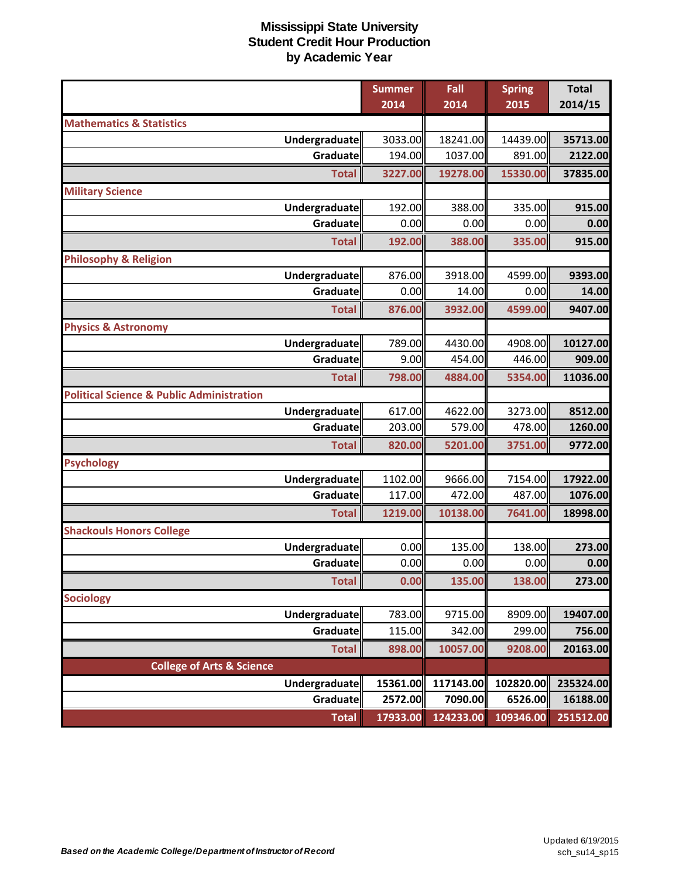# Mississippi State University
## Student Credit Hour Production
## by Academic Year

| | Summer 2014 | Fall 2014 | Spring 2015 | Total 2014/15 |
|---|---|---|---|---|
| **Mathematics & Statistics** | | | | |
| Undergraduate | 3033.00 | 18241.00 | 14439.00 | 35713.00 |
| Graduate | 194.00 | 1037.00 | 891.00 | 2122.00 |
| Total | 3227.00 | 19278.00 | 15330.00 | 37835.00 |
| **Military Science** | | | | |
| Undergraduate | 192.00 | 388.00 | 335.00 | 915.00 |
| Graduate | 0.00 | 0.00 | 0.00 | 0.00 |
| Total | 192.00 | 388.00 | 335.00 | 915.00 |
| **Philosophy & Religion** | | | | |
| Undergraduate | 876.00 | 3918.00 | 4599.00 | 9393.00 |
| Graduate | 0.00 | 14.00 | 0.00 | 14.00 |
| Total | 876.00 | 3932.00 | 4599.00 | 9407.00 |
| **Physics & Astronomy** | | | | |
| Undergraduate | 789.00 | 4430.00 | 4908.00 | 10127.00 |
| Graduate | 9.00 | 454.00 | 446.00 | 909.00 |
| Total | 798.00 | 4884.00 | 5354.00 | 11036.00 |
| **Political Science & Public Administration** | | | | |
| Undergraduate | 617.00 | 4622.00 | 3273.00 | 8512.00 |
| Graduate | 203.00 | 579.00 | 478.00 | 1260.00 |
| Total | 820.00 | 5201.00 | 3751.00 | 9772.00 |
| **Psychology** | | | | |
| Undergraduate | 1102.00 | 9666.00 | 7154.00 | 17922.00 |
| Graduate | 117.00 | 472.00 | 487.00 | 1076.00 |
| Total | 1219.00 | 10138.00 | 7641.00 | 18998.00 |
| **Shackouls Honors College** | | | | |
| Undergraduate | 0.00 | 135.00 | 138.00 | 273.00 |
| Graduate | 0.00 | 0.00 | 0.00 | 0.00 |
| Total | 0.00 | 135.00 | 138.00 | 273.00 |
| **Sociology** | | | | |
| Undergraduate | 783.00 | 9715.00 | 8909.00 | 19407.00 |
| Graduate | 115.00 | 342.00 | 299.00 | 756.00 |
| Total | 898.00 | 10057.00 | 9208.00 | 20163.00 |
| **College of Arts & Science** | | | | |
| Undergraduate | 15361.00 | 117143.00 | 102820.00 | 235324.00 |
| Graduate | 2572.00 | 7090.00 | 6526.00 | 16188.00 |
| Total | 17933.00 | 124233.00 | 109346.00 | 251512.00 |

*Based on the Academic College/Department of Instructor of Record*

Updated 6/19/2015
sch_su14_sp15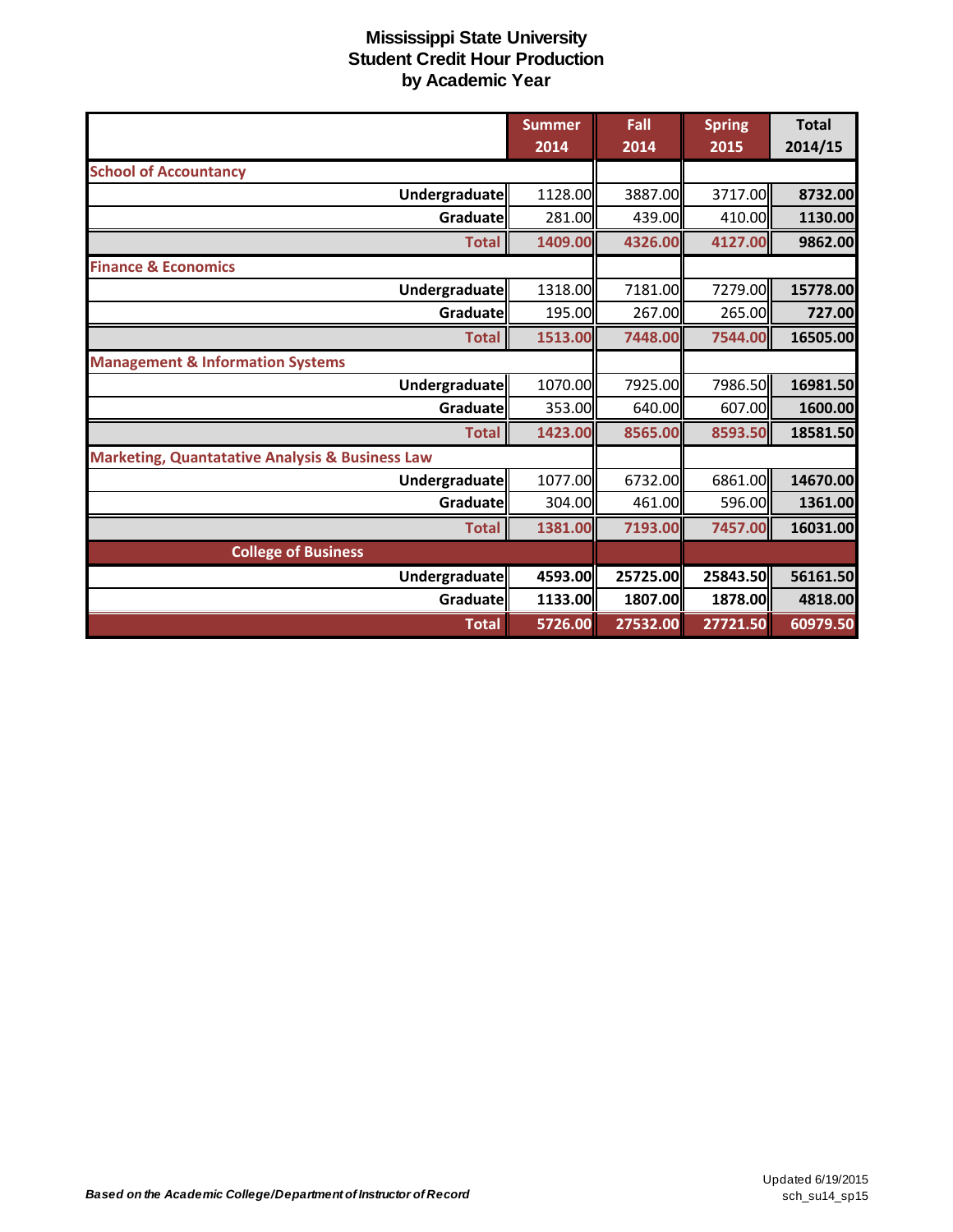# Mississippi State University
## Student Credit Hour Production
## by Academic Year

| | Summer 2014 | Fall 2014 | Spring 2015 | Total 2014/15 |
|---|---|---|---|---|
| **School of Accountancy** | | | | |
| **Undergraduate** | 1128.00 | 3887.00 | 3717.00 | **8732.00** |
| **Graduate** | 281.00 | 439.00 | 410.00 | **1130.00** |
| **Total** | **1409.00** | **4326.00** | **4127.00** | **9862.00** |
| **Finance & Economics** | | | | |
| **Undergraduate** | 1318.00 | 7181.00 | 7279.00 | **15778.00** |
| **Graduate** | 195.00 | 267.00 | 265.00 | **727.00** |
| **Total** | **1513.00** | **7448.00** | **7544.00** | **16505.00** |
| **Management & Information Systems** | | | | |
| **Undergraduate** | 1070.00 | 7925.00 | 7986.50 | **16981.50** |
| **Graduate** | 353.00 | 640.00 | 607.00 | **1600.00** |
| **Total** | **1423.00** | **8565.00** | **8593.50** | **18581.50** |
| **Marketing, Quantatative Analysis & Business Law** | | | | |
| **Undergraduate** | 1077.00 | 6732.00 | 6861.00 | **14670.00** |
| **Graduate** | 304.00 | 461.00 | 596.00 | **1361.00** |
| **Total** | **1381.00** | **7193.00** | **7457.00** | **16031.00** |
| **College of Business** | | | | |
| **Undergraduate** | **4593.00** | **25725.00** | **25843.50** | **56161.50** |
| **Graduate** | **1133.00** | **1807.00** | **1878.00** | **4818.00** |
| **Total** | **5726.00** | **27532.00** | **27721.50** | **60979.50** |

***Based on the Academic College/Department of Instructor of Record***

Updated 6/19/2015
sch_su14_sp15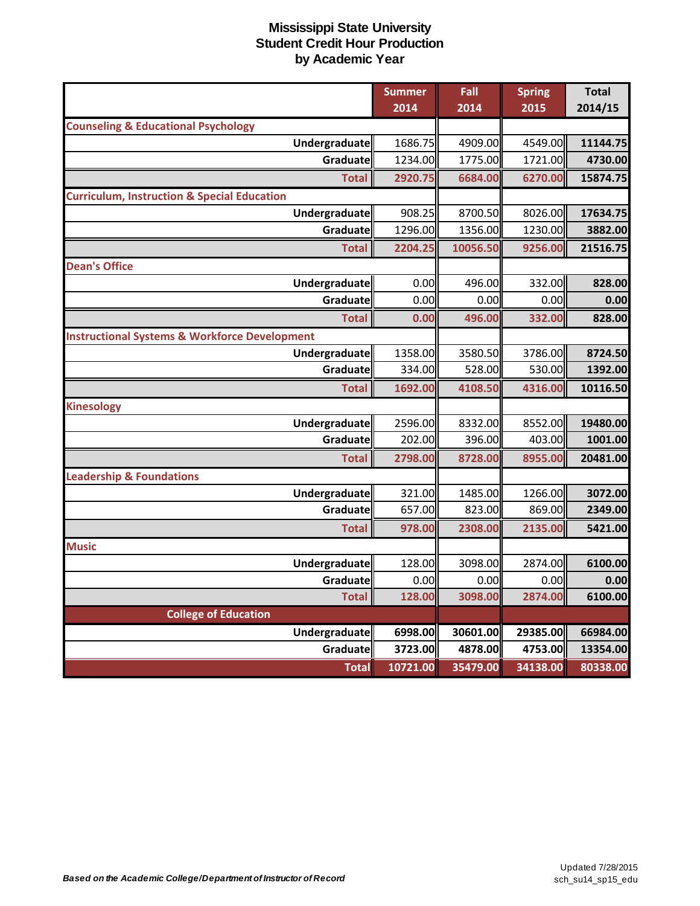# Mississippi State University
## Student Credit Hour Production
### by Academic Year

| | Summer 2014 | Fall 2014 | Spring 2015 | Total 2014/15 |
|---|---|---|---|---|
| **Counseling & Educational Psychology** | | | | |
| Undergraduate | 1686.75 | 4909.00 | 4549.00 | 11144.75 |
| Graduate | 1234.00 | 1775.00 | 1721.00 | 4730.00 |
| **Total** | 2920.75 | 6684.00 | 6270.00 | 15874.75 |
| **Curriculum, Instruction & Special Education** | | | | |
| Undergraduate | 908.25 | 8700.50 | 8026.00 | 17634.75 |
| Graduate | 1296.00 | 1356.00 | 1230.00 | 3882.00 |
| **Total** | 2204.25 | 10056.50 | 9256.00 | 21516.75 |
| **Dean's Office** | | | | |
| Undergraduate | 0.00 | 496.00 | 332.00 | 828.00 |
| Graduate | 0.00 | 0.00 | 0.00 | 0.00 |
| **Total** | 0.00 | 496.00 | 332.00 | 828.00 |
| **Instructional Systems & Workforce Development** | | | | |
| Undergraduate | 1358.00 | 3580.50 | 3786.00 | 8724.50 |
| Graduate | 334.00 | 528.00 | 530.00 | 1392.00 |
| **Total** | 1692.00 | 4108.50 | 4316.00 | 10116.50 |
| **Kinesology** | | | | |
| Undergraduate | 2596.00 | 8332.00 | 8552.00 | 19480.00 |
| Graduate | 202.00 | 396.00 | 403.00 | 1001.00 |
| **Total** | 2798.00 | 8728.00 | 8955.00 | 20481.00 |
| **Leadership & Foundations** | | | | |
| Undergraduate | 321.00 | 1485.00 | 1266.00 | 3072.00 |
| Graduate | 657.00 | 823.00 | 869.00 | 2349.00 |
| **Total** | 978.00 | 2308.00 | 2135.00 | 5421.00 |
| **Music** | | | | |
| Undergraduate | 128.00 | 3098.00 | 2874.00 | 6100.00 |
| Graduate | 0.00 | 0.00 | 0.00 | 0.00 |
| **Total** | 128.00 | 3098.00 | 2874.00 | 6100.00 |
| **College of Education** | | | | |
| Undergraduate | 6998.00 | 30601.00 | 29385.00 | 66984.00 |
| Graduate | 3723.00 | 4878.00 | 4753.00 | 13354.00 |
| **Total** | 10721.00 | 35479.00 | 34138.00 | 80338.00 |

*Based on the Academic College/Department of Instructor of Record*

Updated 7/28/2015
sch_su14_sp15_edu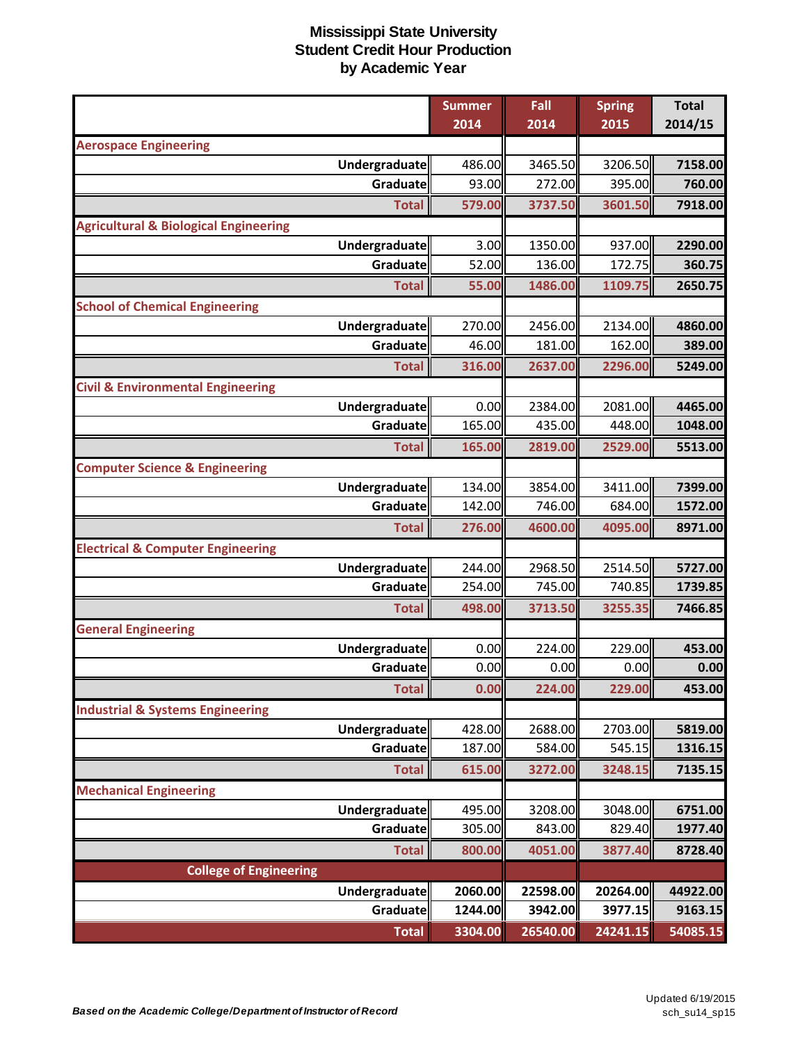# Mississippi State University
## Student Credit Hour Production
## by Academic Year

| | Summer 2014 | Fall 2014 | Spring 2015 | Total 2014/15 |
|---|---|---|---|---|
| **Aerospace Engineering** | | | | |
| Undergraduate | 486.00 | 3465.50 | 3206.50 | 7158.00 |
| Graduate | 93.00 | 272.00 | 395.00 | 760.00 |
| **Total** | 579.00 | 3737.50 | 3601.50 | 7918.00 |
| **Agricultural & Biological Engineering** | | | | |
| Undergraduate | 3.00 | 1350.00 | 937.00 | 2290.00 |
| Graduate | 52.00 | 136.00 | 172.75 | 360.75 |
| **Total** | 55.00 | 1486.00 | 1109.75 | 2650.75 |
| **School of Chemical Engineering** | | | | |
| Undergraduate | 270.00 | 2456.00 | 2134.00 | 4860.00 |
| Graduate | 46.00 | 181.00 | 162.00 | 389.00 |
| **Total** | 316.00 | 2637.00 | 2296.00 | 5249.00 |
| **Civil & Environmental Engineering** | | | | |
| Undergraduate | 0.00 | 2384.00 | 2081.00 | 4465.00 |
| Graduate | 165.00 | 435.00 | 448.00 | 1048.00 |
| **Total** | 165.00 | 2819.00 | 2529.00 | 5513.00 |
| **Computer Science & Engineering** | | | | |
| Undergraduate | 134.00 | 3854.00 | 3411.00 | 7399.00 |
| Graduate | 142.00 | 746.00 | 684.00 | 1572.00 |
| **Total** | 276.00 | 4600.00 | 4095.00 | 8971.00 |
| **Electrical & Computer Engineering** | | | | |
| Undergraduate | 244.00 | 2968.50 | 2514.50 | 5727.00 |
| Graduate | 254.00 | 745.00 | 740.85 | 1739.85 |
| **Total** | 498.00 | 3713.50 | 3255.35 | 7466.85 |
| **General Engineering** | | | | |
| Undergraduate | 0.00 | 224.00 | 229.00 | 453.00 |
| Graduate | 0.00 | 0.00 | 0.00 | 0.00 |
| **Total** | 0.00 | 224.00 | 229.00 | 453.00 |
| **Industrial & Systems Engineering** | | | | |
| Undergraduate | 428.00 | 2688.00 | 2703.00 | 5819.00 |
| Graduate | 187.00 | 584.00 | 545.15 | 1316.15 |
| **Total** | 615.00 | 3272.00 | 3248.15 | 7135.15 |
| **Mechanical Engineering** | | | | |
| Undergraduate | 495.00 | 3208.00 | 3048.00 | 6751.00 |
| Graduate | 305.00 | 843.00 | 829.40 | 1977.40 |
| **Total** | 800.00 | 4051.00 | 3877.40 | 8728.40 |
| **College of Engineering** | | | | |
| Undergraduate | 2060.00 | 22598.00 | 20264.00 | 44922.00 |
| Graduate | 1244.00 | 3942.00 | 3977.15 | 9163.15 |
| **Total** | 3304.00 | 26540.00 | 24241.15 | 54085.15 |

*Based on the Academic College/Department of Instructor of Record*

Updated 6/19/2015
sch_su14_sp15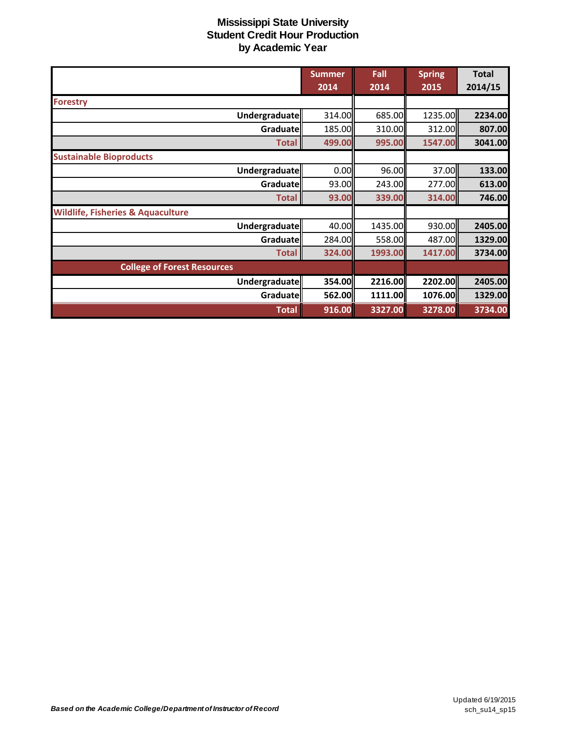# Mississippi State University
## Student Credit Hour Production
### by Academic Year

| | Summer 2014 | Fall 2014 | Spring 2015 | Total 2014/15 |
|---|---|---|---|---|
| **Forestry** | | | | |
| Undergraduate | 314.00 | 685.00 | 1235.00 | **2234.00** |
| Graduate | 185.00 | 310.00 | 312.00 | **807.00** |
| **Total** | **499.00** | **995.00** | **1547.00** | **3041.00** |
| **Sustainable Bioproducts** | | | | |
| Undergraduate | 0.00 | 96.00 | 37.00 | **133.00** |
| Graduate | 93.00 | 243.00 | 277.00 | **613.00** |
| **Total** | **93.00** | **339.00** | **314.00** | **746.00** |
| **Wildlife, Fisheries & Aquaculture** | | | | |
| Undergraduate | 40.00 | 1435.00 | 930.00 | **2405.00** |
| Graduate | 284.00 | 558.00 | 487.00 | **1329.00** |
| **Total** | **324.00** | **1993.00** | **1417.00** | **3734.00** |
| **College of Forest Resources** | | | | |
| Undergraduate | **354.00** | **2216.00** | **2202.00** | **2405.00** |
| Graduate | **562.00** | **1111.00** | **1076.00** | **1329.00** |
| **Total** | **916.00** | **3327.00** | **3278.00** | **3734.00** |

***Based on the Academic College/Department of Instructor of Record***

Updated 6/19/2015
sch_su14_sp15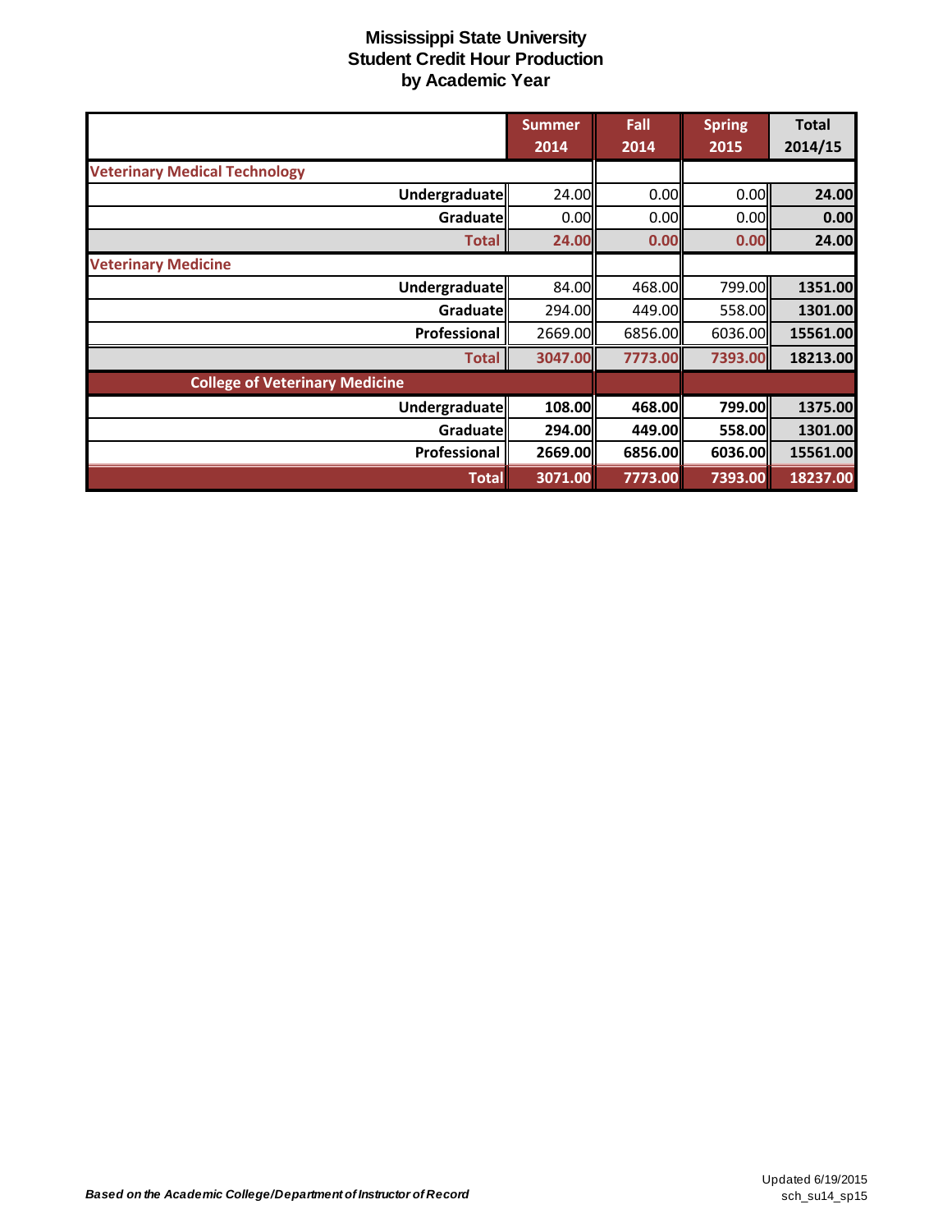# Mississippi State University
# Student Credit Hour Production
# by Academic Year

| | Summer 2014 | Fall 2014 | Spring 2015 | Total 2014/15 |
|---|---|---|---|---|
| **Veterinary Medical Technology** | | | | |
| Undergraduate | 24.00 | 0.00 | 0.00 | **24.00** |
| Graduate | 0.00 | 0.00 | 0.00 | **0.00** |
| **Total** | **24.00** | **0.00** | **0.00** | **24.00** |
| **Veterinary Medicine** | | | | |
| Undergraduate | 84.00 | 468.00 | 799.00 | **1351.00** |
| Graduate | 294.00 | 449.00 | 558.00 | **1301.00** |
| Professional | 2669.00 | 6856.00 | 6036.00 | **15561.00** |
| **Total** | **3047.00** | **7773.00** | **7393.00** | **18213.00** |
| **College of Veterinary Medicine** | | | | |
| Undergraduate | **108.00** | **468.00** | **799.00** | **1375.00** |
| Graduate | **294.00** | **449.00** | **558.00** | **1301.00** |
| Professional | **2669.00** | **6856.00** | **6036.00** | **15561.00** |
| **Total** | **3071.00** | **7773.00** | **7393.00** | **18237.00** |

*Based on the Academic College/Department of Instructor of Record*

Updated 6/19/2015
sch_su14_sp15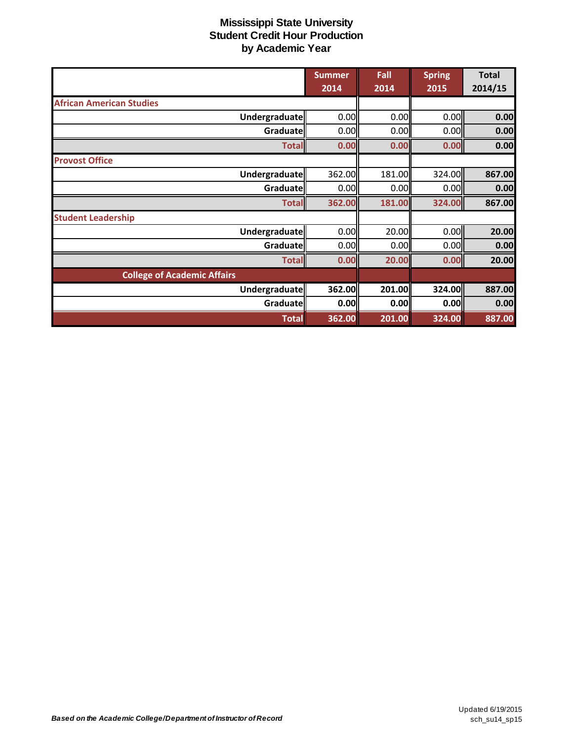# Mississippi State University
## Student Credit Hour Production
## by Academic Year

| | Summer 2014 | Fall 2014 | Spring 2015 | Total 2014/15 |
|---|---|---|---|---|
| **African American Studies** | | | | |
| Undergraduate | 0.00 | 0.00 | 0.00 | 0.00 |
| Graduate | 0.00 | 0.00 | 0.00 | 0.00 |
| Total | 0.00 | 0.00 | 0.00 | 0.00 |
| **Provost Office** | | | | |
| Undergraduate | 362.00 | 181.00 | 324.00 | 867.00 |
| Graduate | 0.00 | 0.00 | 0.00 | 0.00 |
| Total | 362.00 | 181.00 | 324.00 | 867.00 |
| **Student Leadership** | | | | |
| Undergraduate | 0.00 | 20.00 | 0.00 | 20.00 |
| Graduate | 0.00 | 0.00 | 0.00 | 0.00 |
| Total | 0.00 | 20.00 | 0.00 | 20.00 |
| **College of Academic Affairs** | | | | |
| Undergraduate | 362.00 | 201.00 | 324.00 | 887.00 |
| Graduate | 0.00 | 0.00 | 0.00 | 0.00 |
| Total | 362.00 | 201.00 | 324.00 | 887.00 |

*Based on the Academic College/Department of Instructor of Record*

Updated 6/19/2015
sch_su14_sp15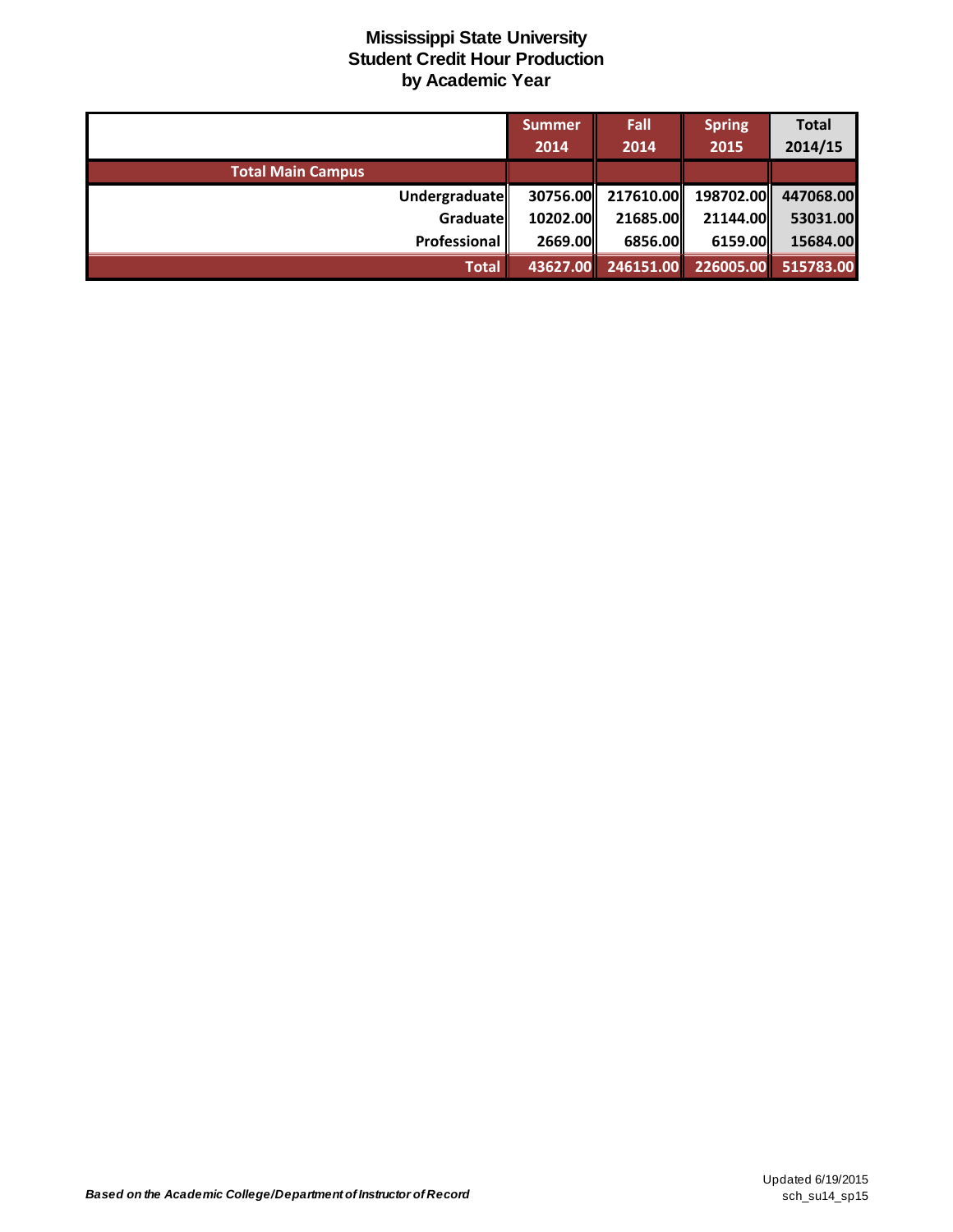# Mississippi State University
## Student Credit Hour Production
## by Academic Year

| | Summer 2014 | Fall 2014 | Spring 2015 | Total 2014/15 |
|---|---|---|---|---|
| **Total Main Campus** | | | | |
| Undergraduate | 30756.00 | 217610.00 | 198702.00 | 447068.00 |
| Graduate | 10202.00 | 21685.00 | 21144.00 | 53031.00 |
| Professional | 2669.00 | 6856.00 | 6159.00 | 15684.00 |
| **Total** | 43627.00 | 246151.00 | 226005.00 | 515783.00 |

*Based on the Academic College/Department of Instructor of Record*

Updated 6/19/2015
sch_su14_sp15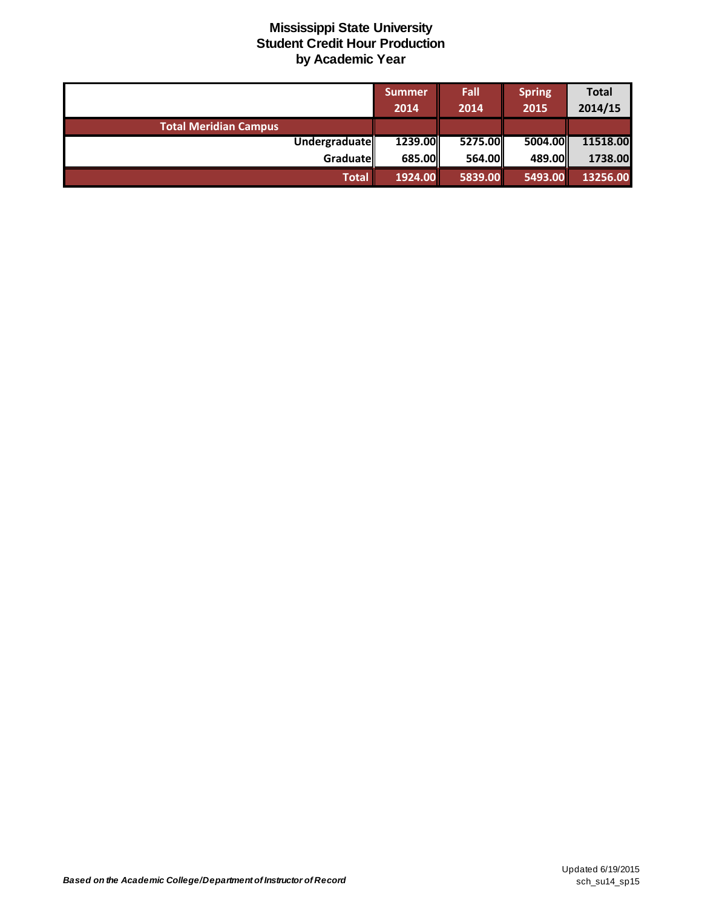# Mississippi State University
## Student Credit Hour Production
## by Academic Year

| | Summer 2014 | Fall 2014 | Spring 2015 | Total 2014/15 |
|---|---|---|---|---|
| **Total Meridian Campus** | | | | |
| Undergraduate | 1239.00 | 5275.00 | 5004.00 | 11518.00 |
| Graduate | 685.00 | 564.00 | 489.00 | 1738.00 |
| **Total** | **1924.00** | **5839.00** | **5493.00** | **13256.00** |

***Based on the Academic College/Department of Instructor of Record***

Updated 6/19/2015
sch_su14_sp15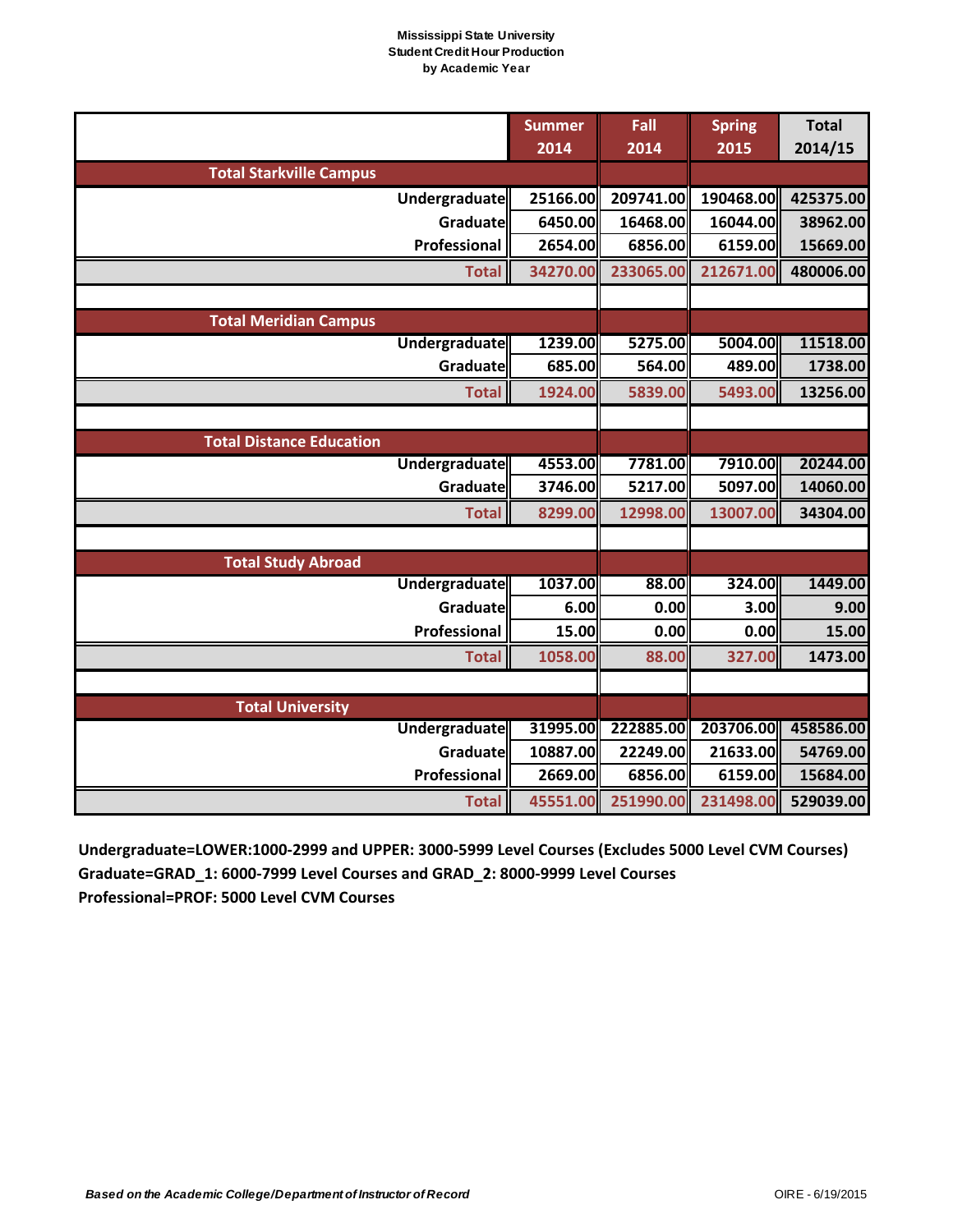**Mississippi State University**
**Student Credit Hour Production**
**by Academic Year**

| | Summer 2014 | Fall 2014 | Spring 2015 | Total 2014/15 |
|---|---|---|---|---|
| **Total Starkville Campus** | | | | |
| Undergraduate | 25166.00 | 209741.00 | 190468.00 | 425375.00 |
| Graduate | 6450.00 | 16468.00 | 16044.00 | 38962.00 |
| Professional | 2654.00 | 6856.00 | 6159.00 | 15669.00 |
| **Total** | 34270.00 | 233065.00 | 212671.00 | 480006.00 |
| | | | | |
| **Total Meridian Campus** | | | | |
| Undergraduate | 1239.00 | 5275.00 | 5004.00 | 11518.00 |
| Graduate | 685.00 | 564.00 | 489.00 | 1738.00 |
| **Total** | 1924.00 | 5839.00 | 5493.00 | 13256.00 |
| | | | | |
| **Total Distance Education** | | | | |
| Undergraduate | 4553.00 | 7781.00 | 7910.00 | 20244.00 |
| Graduate | 3746.00 | 5217.00 | 5097.00 | 14060.00 |
| **Total** | 8299.00 | 12998.00 | 13007.00 | 34304.00 |
| | | | | |
| **Total Study Abroad** | | | | |
| Undergraduate | 1037.00 | 88.00 | 324.00 | 1449.00 |
| Graduate | 6.00 | 0.00 | 3.00 | 9.00 |
| Professional | 15.00 | 0.00 | 0.00 | 15.00 |
| **Total** | 1058.00 | 88.00 | 327.00 | 1473.00 |
| | | | | |
| **Total University** | | | | |
| Undergraduate | 31995.00 | 222885.00 | 203706.00 | 458586.00 |
| Graduate | 10887.00 | 22249.00 | 21633.00 | 54769.00 |
| Professional | 2669.00 | 6856.00 | 6159.00 | 15684.00 |
| **Total** | 45551.00 | 251990.00 | 231498.00 | 529039.00 |

**Undergraduate=LOWER:1000-2999 and UPPER: 3000-5999 Level Courses (Excludes 5000 Level CVM Courses)**
**Graduate=GRAD_1: 6000-7999 Level Courses and GRAD_2: 8000-9999 Level Courses**
**Professional=PROF: 5000 Level CVM Courses**

***Based on the Academic College/Department of Instructor of Record***

OIRE - 6/19/2015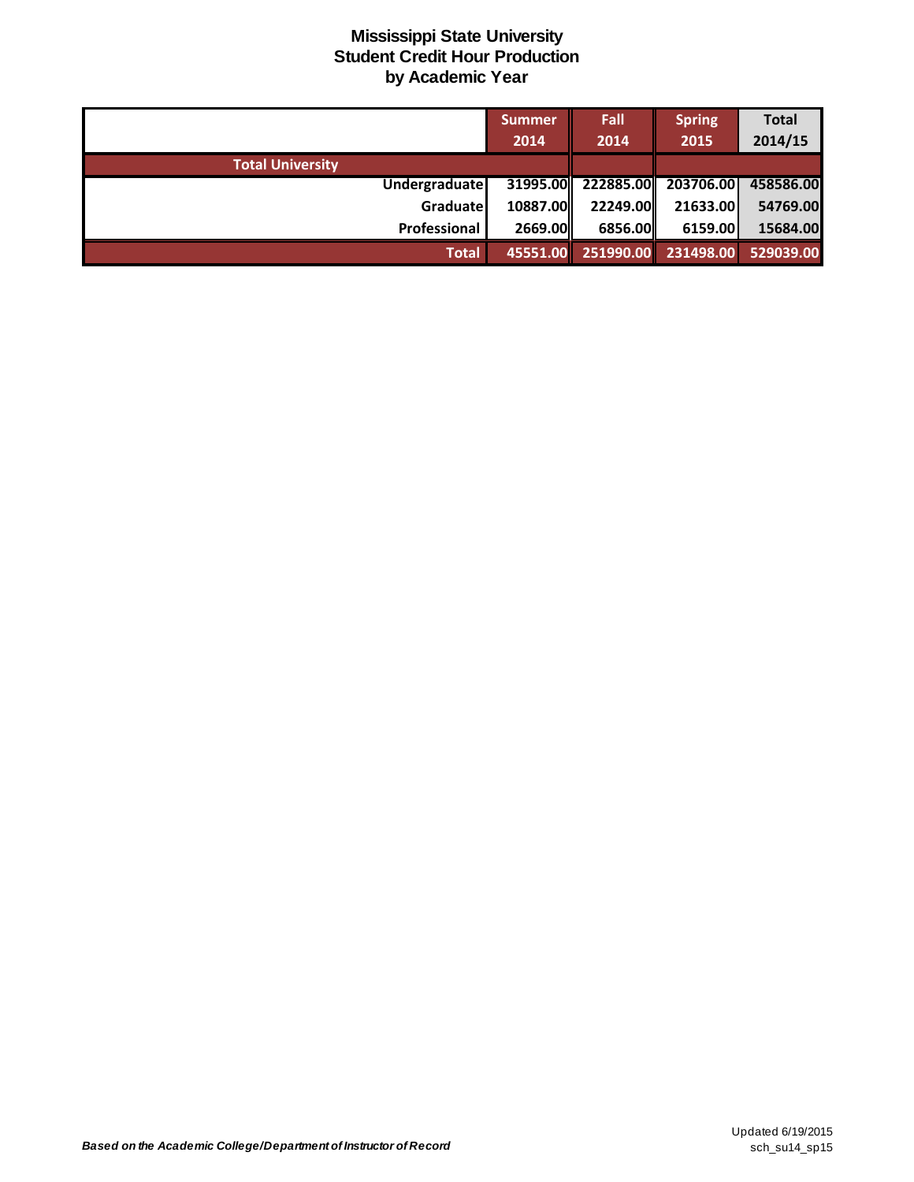# Mississippi State University
## Student Credit Hour Production
## by Academic Year

| | Summer 2014 | Fall 2014 | Spring 2015 | Total 2014/15 |
|---|---|---|---|---|
| **Total University** | | | | |
| Undergraduate | 31995.00 | 222885.00 | 203706.00 | 458586.00 |
| Graduate | 10887.00 | 22249.00 | 21633.00 | 54769.00 |
| Professional | 2669.00 | 6856.00 | 6159.00 | 15684.00 |
| **Total** | 45551.00 | 251990.00 | 231498.00 | 529039.00 |

*Based on the Academic College/Department of Instructor of Record*

Updated 6/19/2015
sch_su14_sp15